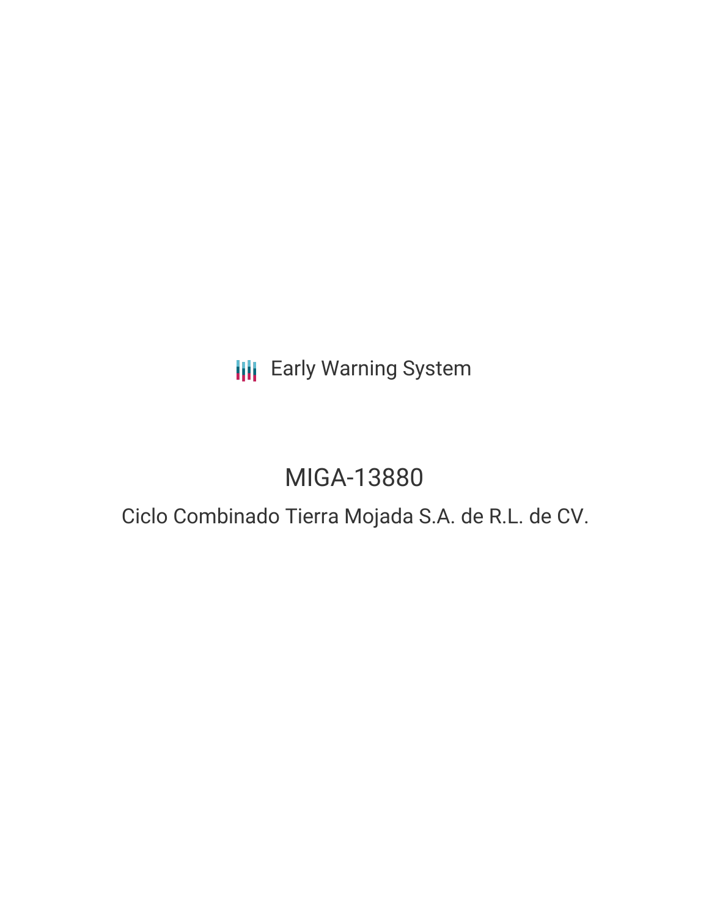Early Warning System

# MIGA-13880

## Ciclo Combinado Tierra Mojada S.A. de R.L. de CV.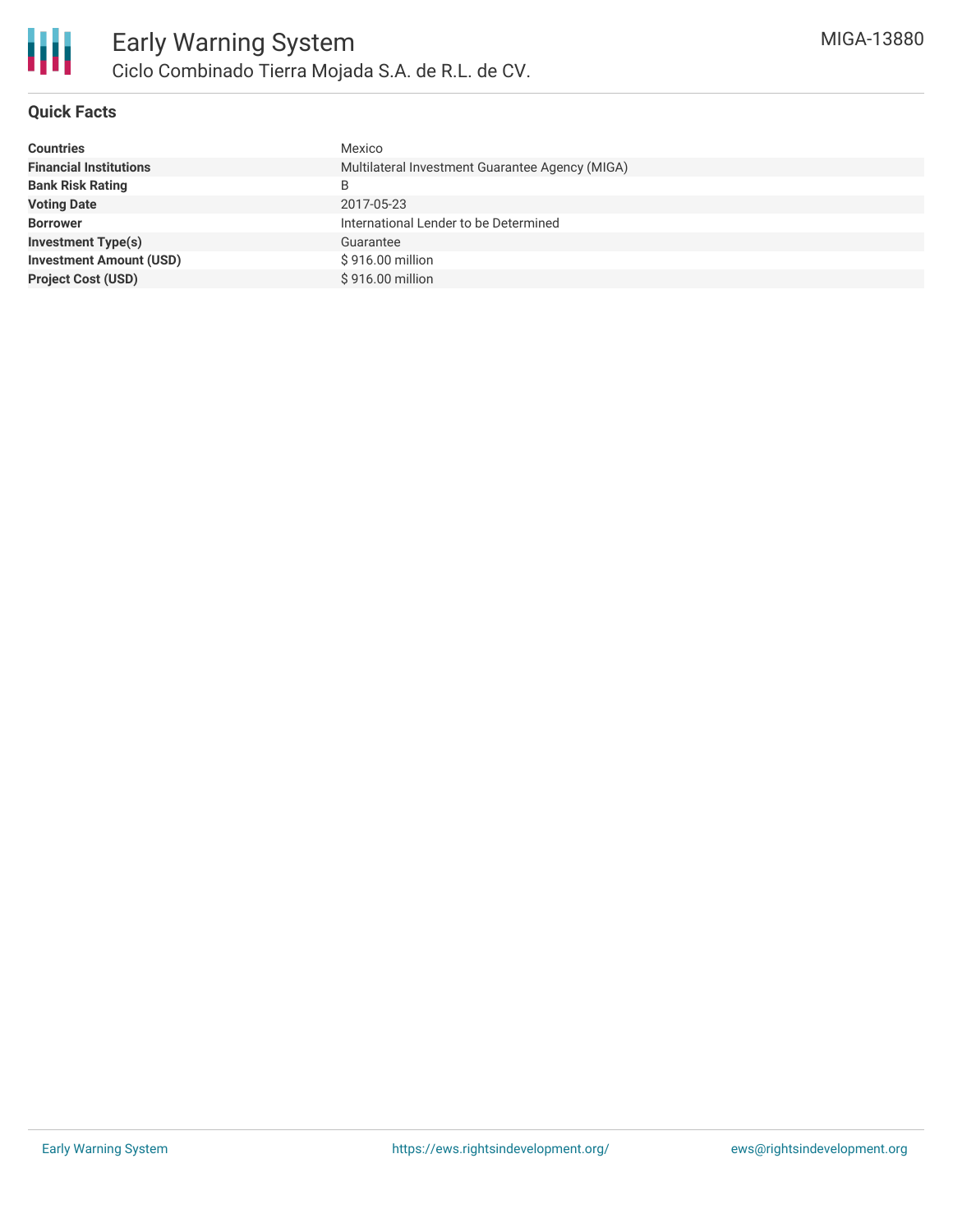# Early Warning System

## Ciclo Combinado Tierra Mojada S.A. de R.L. de CV.

MIGA-13880

### Quick Facts

| | |
|---|---|
| **Countries** | Mexico |
| **Financial Institutions** | Multilateral Investment Guarantee Agency (MIGA) |
| **Bank Risk Rating** | B |
| **Voting Date** | 2017-05-23 |
| **Borrower** | International Lender to be Determined |
| **Investment Type(s)** | Guarantee |
| **Investment Amount (USD)** | $ 916.00 million |
| **Project Cost (USD)** | $ 916.00 million |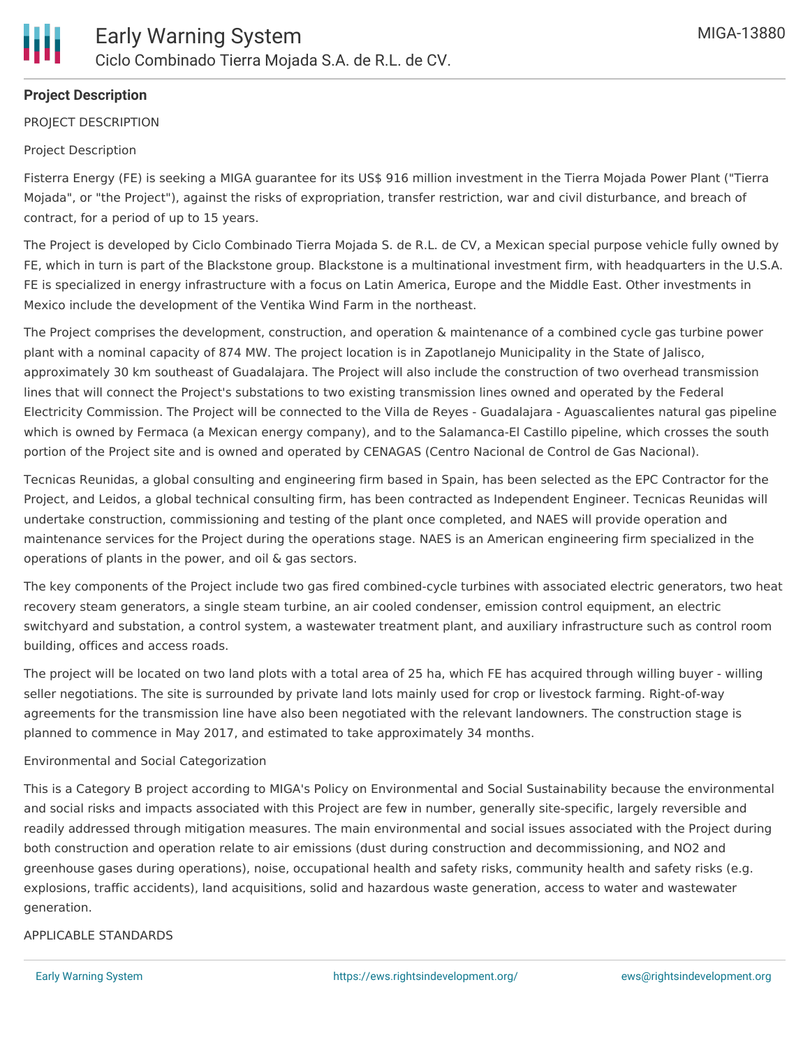**Project Description**

PROJECT DESCRIPTION

Project Description

Fisterra Energy (FE) is seeking a MIGA guarantee for its US$ 916 million investment in the Tierra Mojada Power Plant ("Tierra Mojada", or "the Project"), against the risks of expropriation, transfer restriction, war and civil disturbance, and breach of contract, for a period of up to 15 years.

The Project is developed by Ciclo Combinado Tierra Mojada S. de R.L. de CV, a Mexican special purpose vehicle fully owned by FE, which in turn is part of the Blackstone group. Blackstone is a multinational investment firm, with headquarters in the U.S.A. FE is specialized in energy infrastructure with a focus on Latin America, Europe and the Middle East. Other investments in Mexico include the development of the Ventika Wind Farm in the northeast.

The Project comprises the development, construction, and operation & maintenance of a combined cycle gas turbine power plant with a nominal capacity of 874 MW. The project location is in Zapotlanejo Municipality in the State of Jalisco, approximately 30 km southeast of Guadalajara. The Project will also include the construction of two overhead transmission lines that will connect the Project's substations to two existing transmission lines owned and operated by the Federal Electricity Commission. The Project will be connected to the Villa de Reyes - Guadalajara - Aguascalientes natural gas pipeline which is owned by Fermaca (a Mexican energy company), and to the Salamanca-El Castillo pipeline, which crosses the south portion of the Project site and is owned and operated by CENAGAS (Centro Nacional de Control de Gas Nacional).

Tecnicas Reunidas, a global consulting and engineering firm based in Spain, has been selected as the EPC Contractor for the Project, and Leidos, a global technical consulting firm, has been contracted as Independent Engineer. Tecnicas Reunidas will undertake construction, commissioning and testing of the plant once completed, and NAES will provide operation and maintenance services for the Project during the operations stage. NAES is an American engineering firm specialized in the operations of plants in the power, and oil & gas sectors.

The key components of the Project include two gas fired combined-cycle turbines with associated electric generators, two heat recovery steam generators, a single steam turbine, an air cooled condenser, emission control equipment, an electric switchyard and substation, a control system, a wastewater treatment plant, and auxiliary infrastructure such as control room building, offices and access roads.

The project will be located on two land plots with a total area of 25 ha, which FE has acquired through willing buyer - willing seller negotiations. The site is surrounded by private land lots mainly used for crop or livestock farming. Right-of-way agreements for the transmission line have also been negotiated with the relevant landowners. The construction stage is planned to commence in May 2017, and estimated to take approximately 34 months.

Environmental and Social Categorization

This is a Category B project according to MIGA's Policy on Environmental and Social Sustainability because the environmental and social risks and impacts associated with this Project are few in number, generally site-specific, largely reversible and readily addressed through mitigation measures. The main environmental and social issues associated with the Project during both construction and operation relate to air emissions (dust during construction and decommissioning, and $NO_2$ and greenhouse gases during operations), noise, occupational health and safety risks, community health and safety risks (e.g. explosions, traffic accidents), land acquisitions, solid and hazardous waste generation, access to water and wastewater generation.

APPLICABLE STANDARDS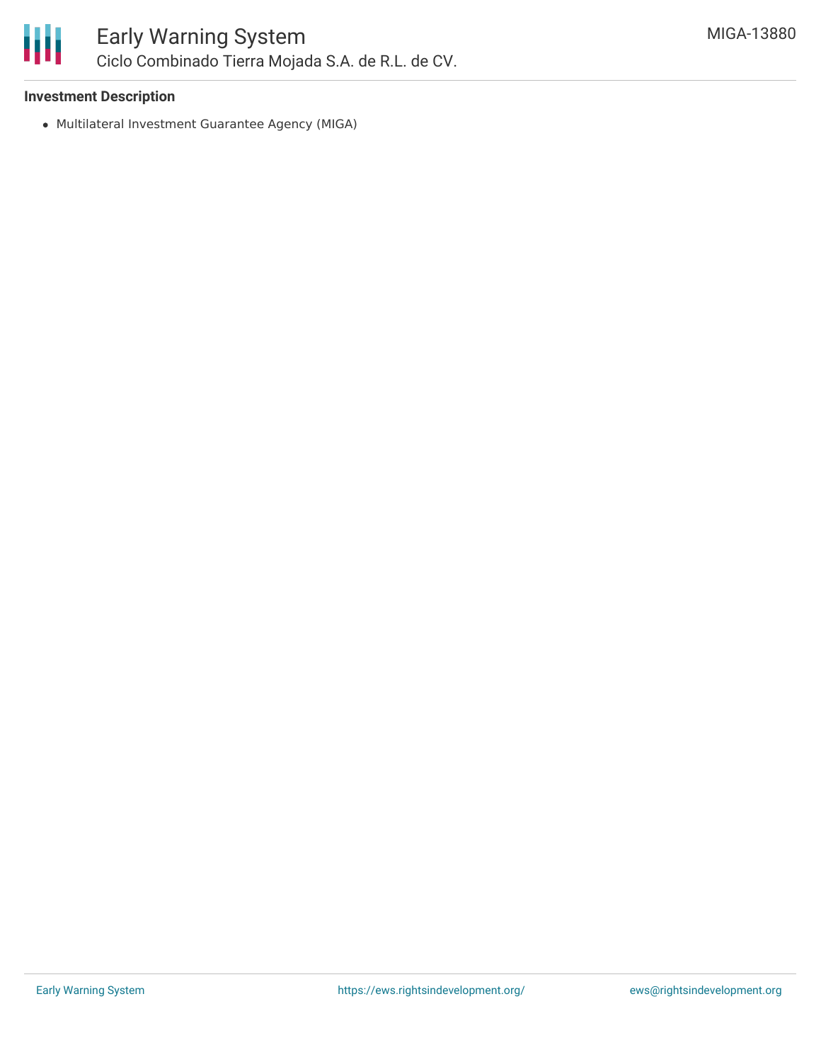### Investment Description

- Multilateral Investment Guarantee Agency (MIGA)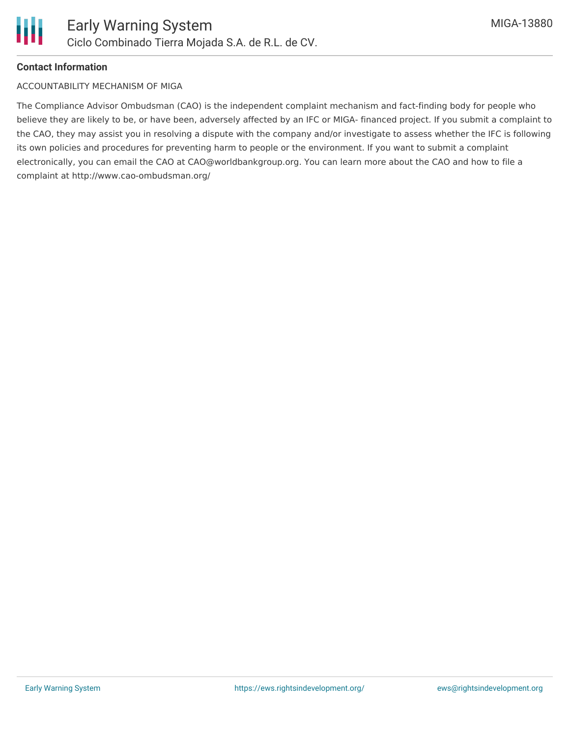**Contact Information**

ACCOUNTABILITY MECHANISM OF MIGA

The Compliance Advisor Ombudsman (CAO) is the independent complaint mechanism and fact-finding body for people who believe they are likely to be, or have been, adversely affected by an IFC or MIGA- financed project. If you submit a complaint to the CAO, they may assist you in resolving a dispute with the company and/or investigate to assess whether the IFC is following its own policies and procedures for preventing harm to people or the environment. If you want to submit a complaint electronically, you can email the CAO at CAO@worldbankgroup.org. You can learn more about the CAO and how to file a complaint at http://www.cao-ombudsman.org/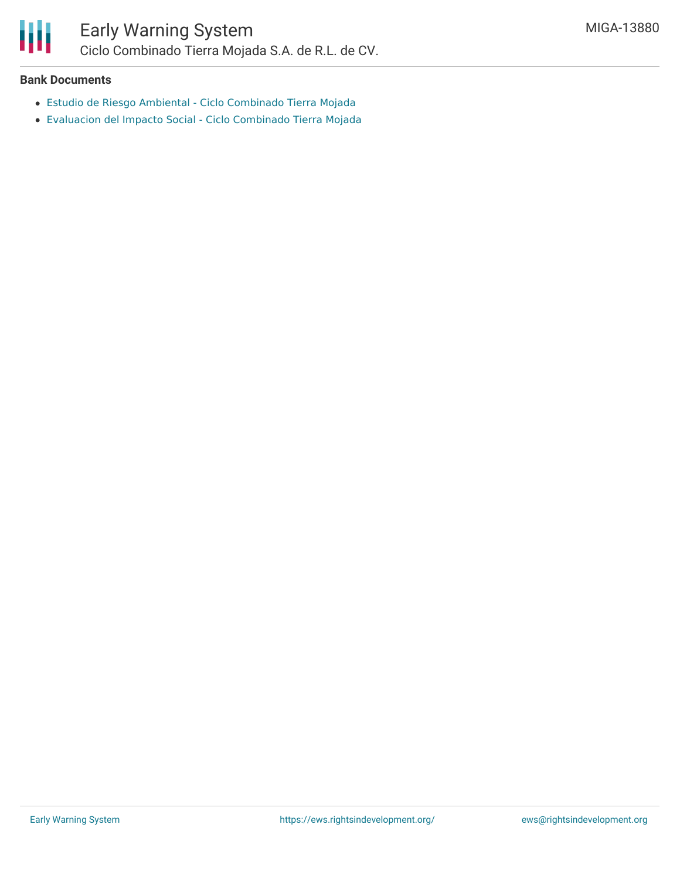### Bank Documents

- Estudio de Riesgo Ambiental - Ciclo Combinado Tierra Mojada
- Evaluacion del Impacto Social - Ciclo Combinado Tierra Mojada